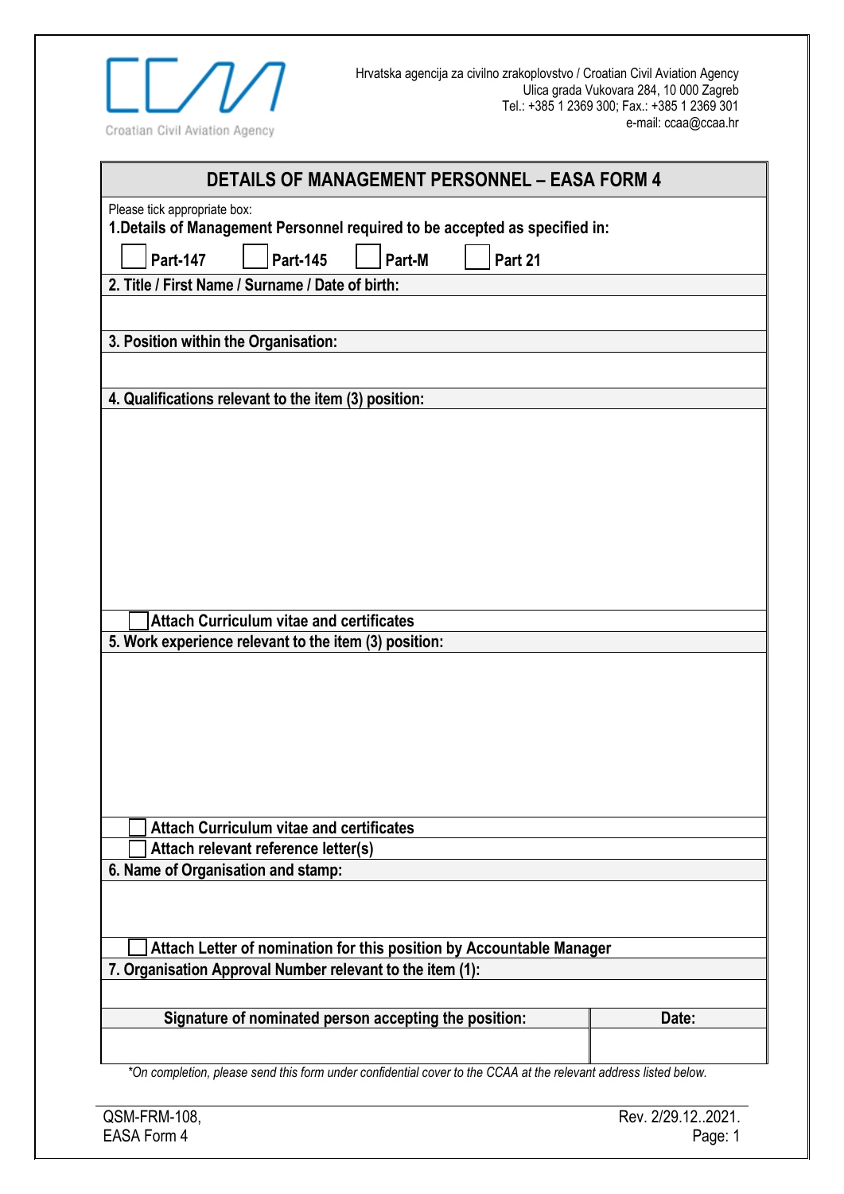Croatian Civil Aviation Agency

Hrvatska agencija za civilno zrakoplovstvo / Croatian Civil Aviation Agency
Ulica grada Vukovara 284, 10 000 Zagreb
Tel.: +385 1 2369 300; Fax.: +385 1 2369 301
e-mail: ccaa@ccaa.hr

# DETAILS OF MANAGEMENT PERSONNEL – EASA FORM 4

Please tick appropriate box:

**1.Details of Management Personnel required to be accepted as specified in:**

☐ **Part-147** ☐ **Part-145** ☐ **Part-M** ☐ **Part 21**

**2. Title / First Name / Surname / Date of birth:**

**3. Position within the Organisation:**

**4. Qualifications relevant to the item (3) position:**

☐ **Attach Curriculum vitae and certificates**

**5. Work experience relevant to the item (3) position:**

☐ **Attach Curriculum vitae and certificates**

☐ **Attach relevant reference letter(s)**

**6. Name of Organisation and stamp:**

☐ **Attach Letter of nomination for this position by Accountable Manager**

**7. Organisation Approval Number relevant to the item (1):**

| Signature of nominated person accepting the position: | Date: |
|---|---|
| | |

*\*On completion, please send this form under confidential cover to the CCAA at the relevant address listed below.*

QSM-FRM-108,
EASA Form 4

Rev. 2/29.12..2021.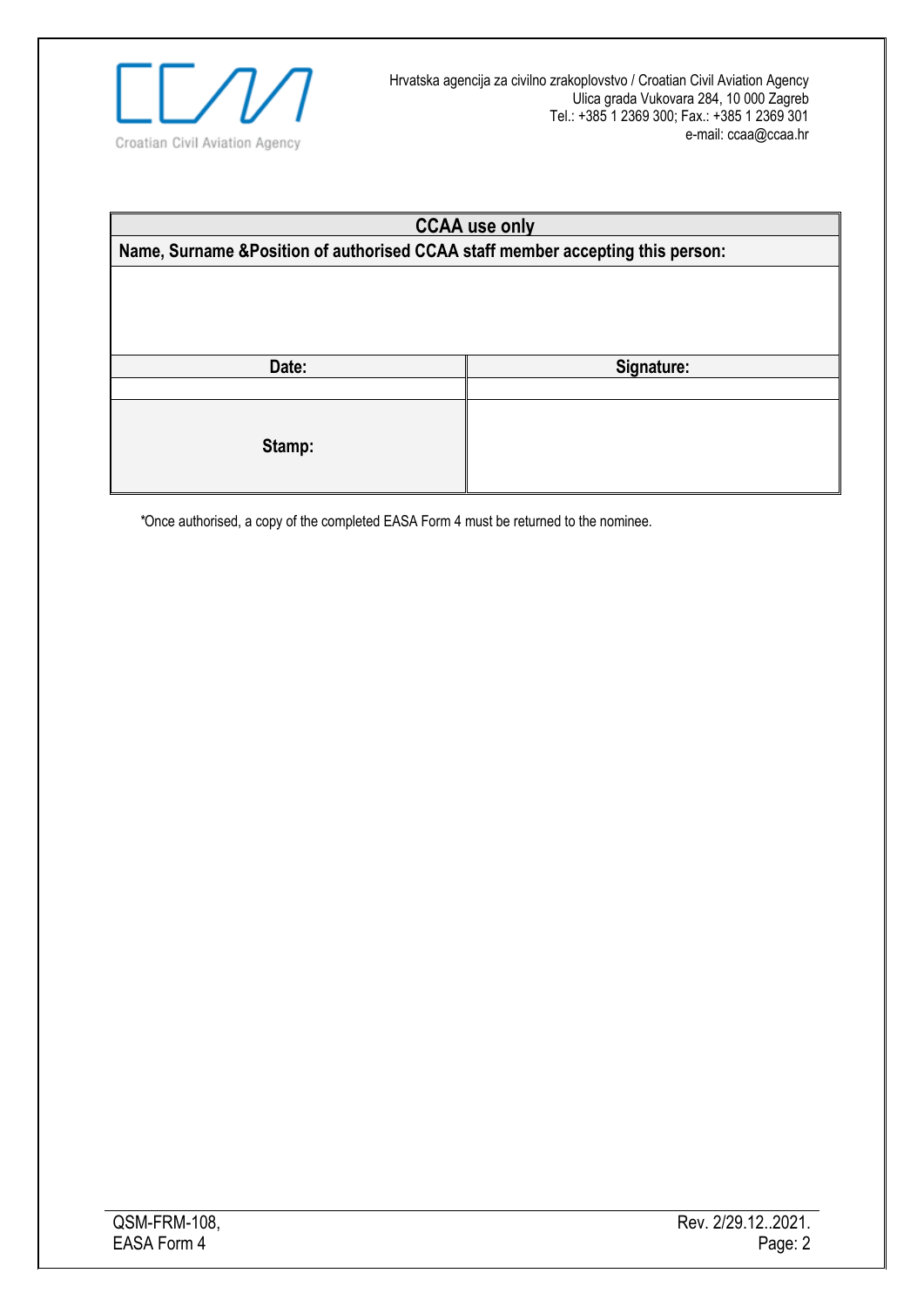Hrvatska agencija za civilno zrakoplovstvo / Croatian Civil Aviation Agency
Ulica grada Vukovara 284, 10 000 Zagreb
Tel.: +385 1 2369 300; Fax.: +385 1 2369 301
e-mail: ccaa@ccaa.hr

| CCAA use only | |
|---|---|
| **Name, Surname &Position of authorised CCAA staff member accepting this person:** | |
| | |
| **Date:** | **Signature:** |
| | |
| **Stamp:** | |

*Once authorised, a copy of the completed EASA Form 4 must be returned to the nominee.

QSM-FRM-108,
EASA Form 4

Rev. 2/29.12..2021.